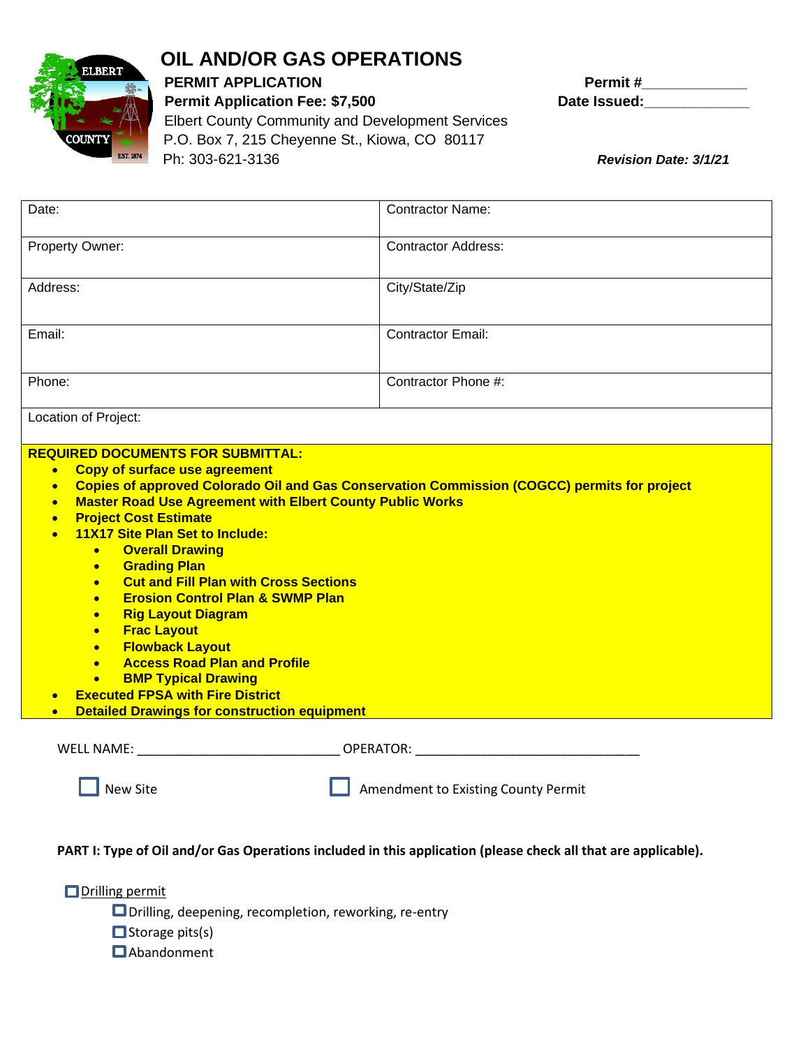# OIL AND/OR GAS OPERATIONS

**PERMIT APPLICATION**
**Permit Application Fee: $7,500**
Elbert County Community and Development Services
P.O. Box 7, 215 Cheyenne St., Kiowa, CO 80117
Ph: 303-621-3136

**Permit #**_____________
**Date Issued:**_____________

***Revision Date: 3/1/21***

| Date: | Contractor Name: |
|---|---|
| Property Owner: | Contractor Address: |
| Address: | City/State/Zip |
| Email: | Contractor Email: |
| Phone: | Contractor Phone #: |
| Location of Project: | |

**REQUIRED DOCUMENTS FOR SUBMITTAL:**

- **Copy of surface use agreement**
- **Copies of approved Colorado Oil and Gas Conservation Commission (COGCC) permits for project**
- **Master Road Use Agreement with Elbert County Public Works**
- **Project Cost Estimate**
- **11X17 Site Plan Set to Include:**
  - **Overall Drawing**
  - **Grading Plan**
  - **Cut and Fill Plan with Cross Sections**
  - **Erosion Control Plan & SWMP Plan**
  - **Rig Layout Diagram**
  - **Frac Layout**
  - **Flowback Layout**
  - **Access Road Plan and Profile**
  - **BMP Typical Drawing**
- **Executed FPSA with Fire District**
- **Detailed Drawings for construction equipment**

WELL NAME: ___________________________ OPERATOR: ______________________________

☐ New Site ☐ Amendment to Existing County Permit

**PART I: Type of Oil and/or Gas Operations included in this application (please check all that are applicable).**

☐ Drilling permit
- ☐ Drilling, deepening, recompletion, reworking, re-entry
- ☐ Storage pits(s)
- ☐ Abandonment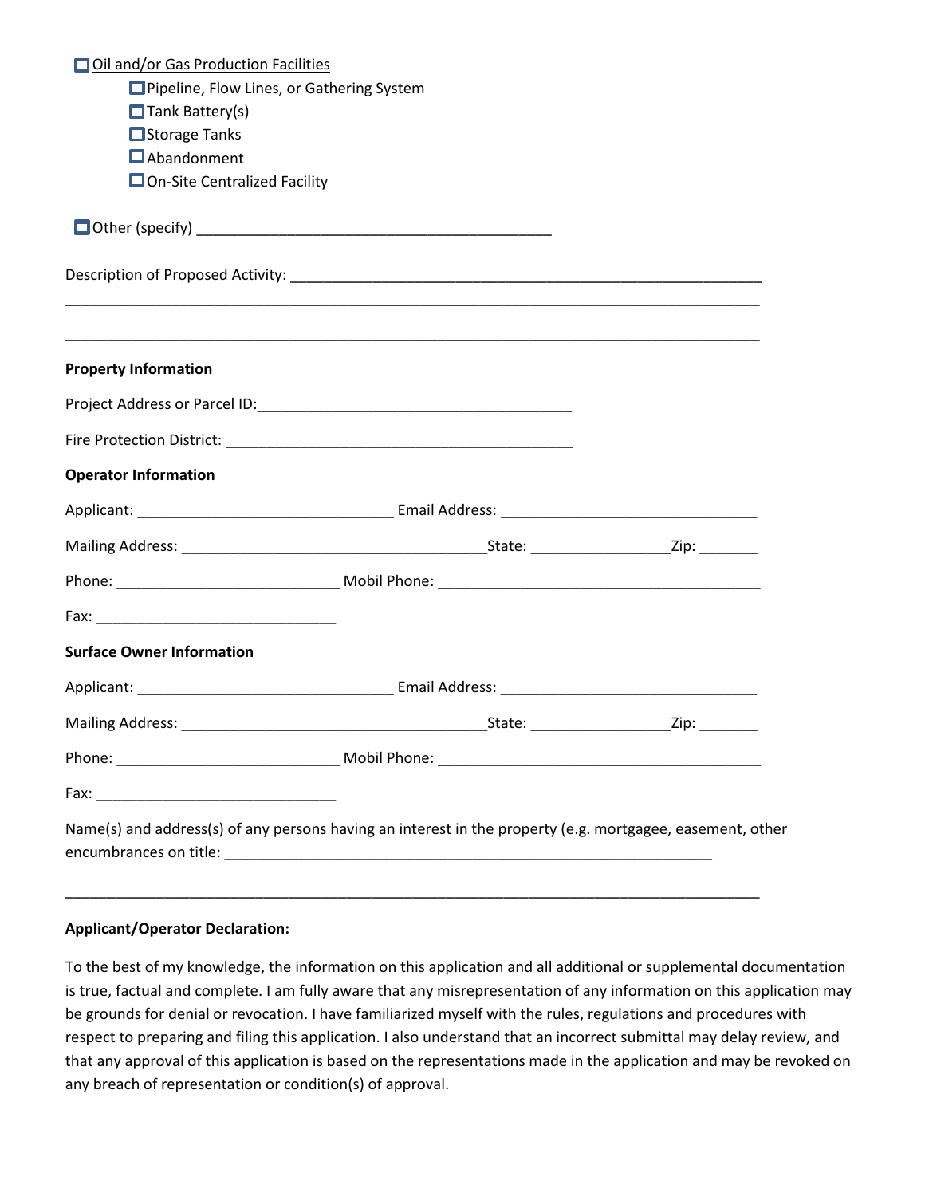- ☐ Oil and/or Gas Production Facilities
  - ☐ Pipeline, Flow Lines, or Gathering System
  - ☐ Tank Battery(s)
  - ☐ Storage Tanks
  - ☐ Abandonment
  - ☐ On-Site Centralized Facility

☐ Other (specify) ____________________________________________

Description of Proposed Activity: ___________________________________________________________

_____________________________________________________________________________________

_____________________________________________________________________________________

**Property Information**

Project Address or Parcel ID:_______________________________________

Fire Protection District: ___________________________________________

**Operator Information**

Applicant: _______________________________ Email Address: _______________________________

Mailing Address: ____________________________________State: ________________Zip: _______

Phone: ___________________________ Mobil Phone: _______________________________________

Fax: _____________________________

**Surface Owner Information**

Applicant: _______________________________ Email Address: _______________________________

Mailing Address: ____________________________________State: ________________Zip: _______

Phone: ___________________________ Mobil Phone: _______________________________________

Fax: _____________________________

Name(s) and address(s) of any persons having an interest in the property (e.g. mortgagee, easement, other encumbrances on title: ____________________________________________________________

_____________________________________________________________________________________

**Applicant/Operator Declaration:**

To the best of my knowledge, the information on this application and all additional or supplemental documentation is true, factual and complete. I am fully aware that any misrepresentation of any information on this application may be grounds for denial or revocation. I have familiarized myself with the rules, regulations and procedures with respect to preparing and filing this application. I also understand that an incorrect submittal may delay review, and that any approval of this application is based on the representations made in the application and may be revoked on any breach of representation or condition(s) of approval.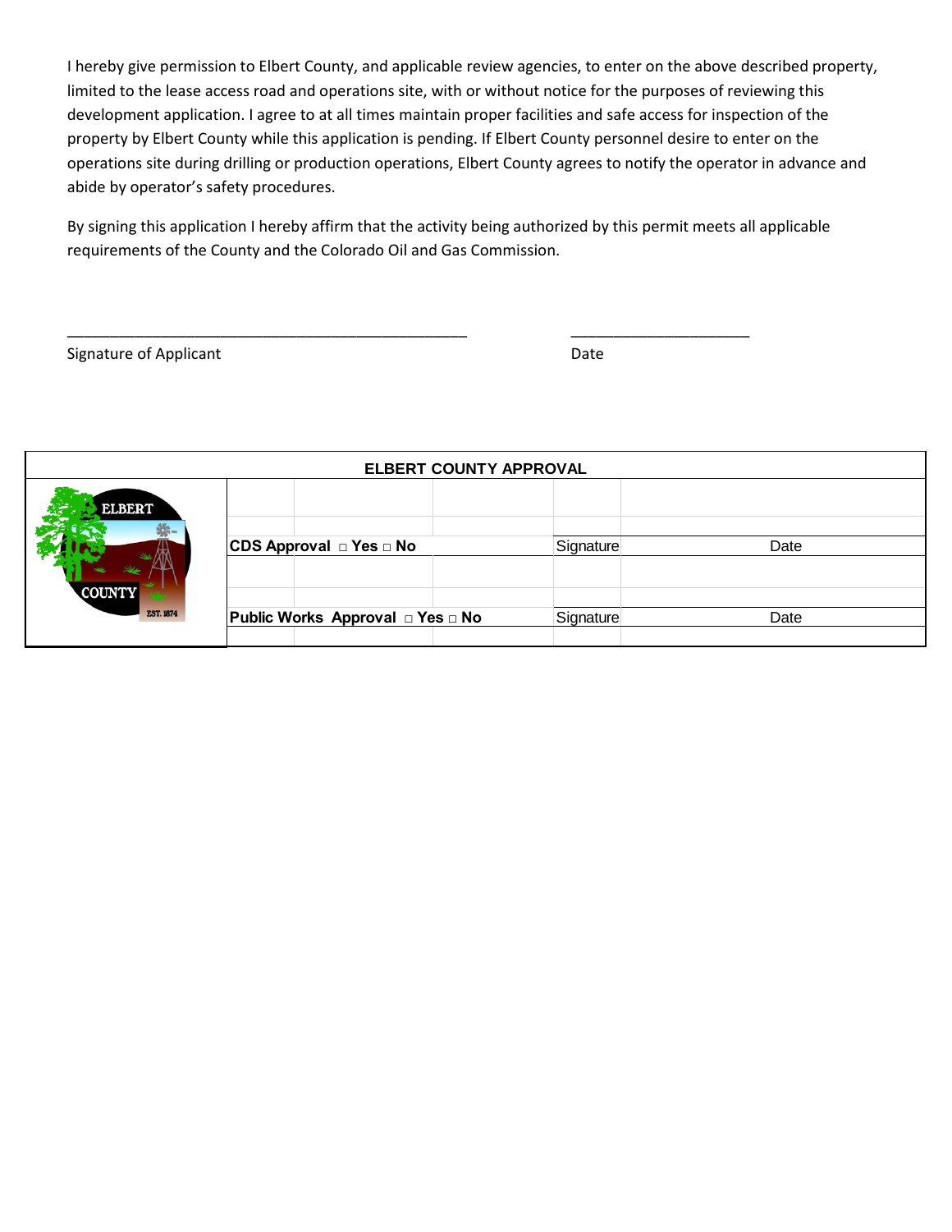I hereby give permission to Elbert County, and applicable review agencies, to enter on the above described property, limited to the lease access road and operations site, with or without notice for the purposes of reviewing this development application. I agree to at all times maintain proper facilities and safe access for inspection of the property by Elbert County while this application is pending. If Elbert County personnel desire to enter on the operations site during drilling or production operations, Elbert County agrees to notify the operator in advance and abide by operator's safety procedures.

By signing this application I hereby affirm that the activity being authorized by this permit meets all applicable requirements of the County and the Colorado Oil and Gas Commission.

\_\_\_\_\_\_\_\_\_\_\_\_\_\_\_\_\_\_\_\_\_\_\_\_\_\_\_\_\_\_\_\_\_\_\_\_\_\_\_\_\_\_\_\_\_\_ \_\_\_\_\_\_\_\_\_\_\_\_\_\_\_\_\_\_\_\_\_\_

Signature of Applicant Date

| ELBERT COUNTY APPROVAL | | |
|---|---|---|
| **CDS Approval** □ **Yes** □ **No** | Signature | Date |
| **Public Works Approval** □ **Yes** □ **No** | Signature | Date |